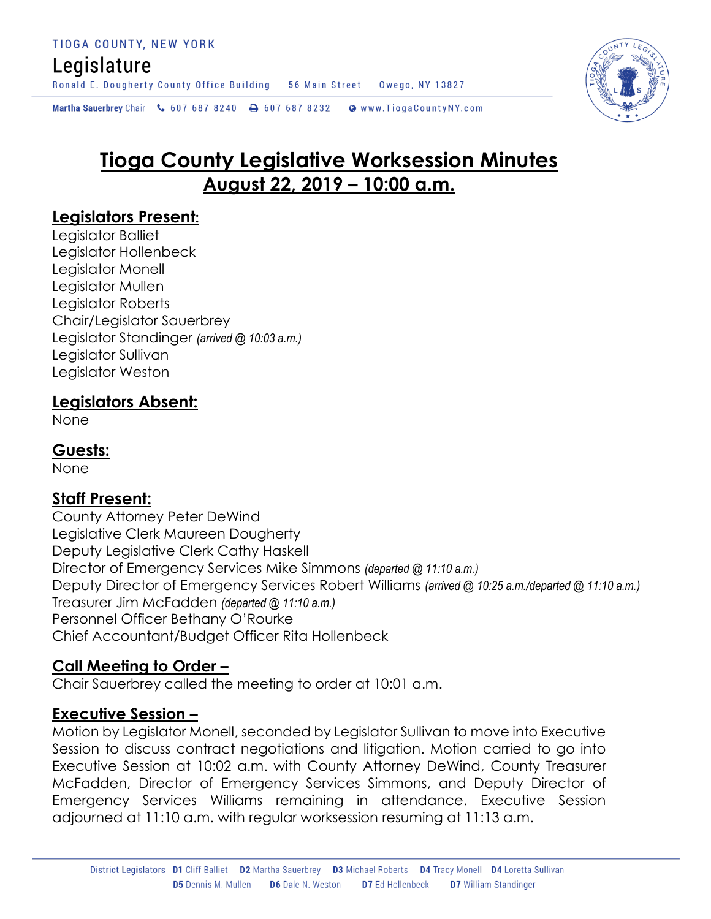# Tioga County Legislative Worksession Minutes
## August 22, 2019 – 10:00 a.m.

### Legislators Present:
Legislator Balliet
Legislator Hollenbeck
Legislator Monell
Legislator Mullen
Legislator Roberts
Chair/Legislator Sauerbrey
Legislator Standinger *(arrived @ 10:03 a.m.)*
Legislator Sullivan
Legislator Weston

### Legislators Absent:
None

### Guests:
None

### Staff Present:
County Attorney Peter DeWind
Legislative Clerk Maureen Dougherty
Deputy Legislative Clerk Cathy Haskell
Director of Emergency Services Mike Simmons *(departed @ 11:10 a.m.)*
Deputy Director of Emergency Services Robert Williams *(arrived @ 10:25 a.m./departed @ 11:10 a.m.)*
Treasurer Jim McFadden *(departed @ 11:10 a.m.)*
Personnel Officer Bethany O'Rourke
Chief Accountant/Budget Officer Rita Hollenbeck

### Call Meeting to Order –
Chair Sauerbrey called the meeting to order at 10:01 a.m.

### Executive Session –
Motion by Legislator Monell, seconded by Legislator Sullivan to move into Executive Session to discuss contract negotiations and litigation. Motion carried to go into Executive Session at 10:02 a.m. with County Attorney DeWind, County Treasurer McFadden, Director of Emergency Services Simmons, and Deputy Director of Emergency Services Williams remaining in attendance. Executive Session adjourned at 11:10 a.m. with regular worksession resuming at 11:13 a.m.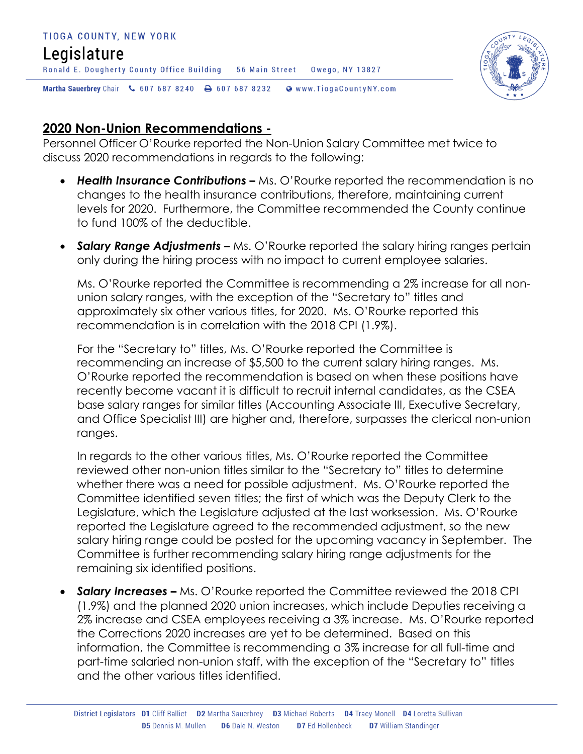## 2020 Non-Union Recommendations -

Personnel Officer O'Rourke reported the Non-Union Salary Committee met twice to discuss 2020 recommendations in regards to the following:

- ***Health Insurance Contributions –*** Ms. O'Rourke reported the recommendation is no changes to the health insurance contributions, therefore, maintaining current levels for 2020. Furthermore, the Committee recommended the County continue to fund 100% of the deductible.

- ***Salary Range Adjustments –*** Ms. O'Rourke reported the salary hiring ranges pertain only during the hiring process with no impact to current employee salaries.

  Ms. O'Rourke reported the Committee is recommending a 2% increase for all non-union salary ranges, with the exception of the "Secretary to" titles and approximately six other various titles, for 2020. Ms. O'Rourke reported this recommendation is in correlation with the 2018 CPI (1.9%).

  For the "Secretary to" titles, Ms. O'Rourke reported the Committee is recommending an increase of $5,500 to the current salary hiring ranges. Ms. O'Rourke reported the recommendation is based on when these positions have recently become vacant it is difficult to recruit internal candidates, as the CSEA base salary ranges for similar titles (Accounting Associate III, Executive Secretary, and Office Specialist III) are higher and, therefore, surpasses the clerical non-union ranges.

  In regards to the other various titles, Ms. O'Rourke reported the Committee reviewed other non-union titles similar to the "Secretary to" titles to determine whether there was a need for possible adjustment. Ms. O'Rourke reported the Committee identified seven titles; the first of which was the Deputy Clerk to the Legislature, which the Legislature adjusted at the last worksession. Ms. O'Rourke reported the Legislature agreed to the recommended adjustment, so the new salary hiring range could be posted for the upcoming vacancy in September. The Committee is further recommending salary hiring range adjustments for the remaining six identified positions.

- ***Salary Increases –*** Ms. O'Rourke reported the Committee reviewed the 2018 CPI (1.9%) and the planned 2020 union increases, which include Deputies receiving a 2% increase and CSEA employees receiving a 3% increase. Ms. O'Rourke reported the Corrections 2020 increases are yet to be determined. Based on this information, the Committee is recommending a 3% increase for all full-time and part-time salaried non-union staff, with the exception of the "Secretary to" titles and the other various titles identified.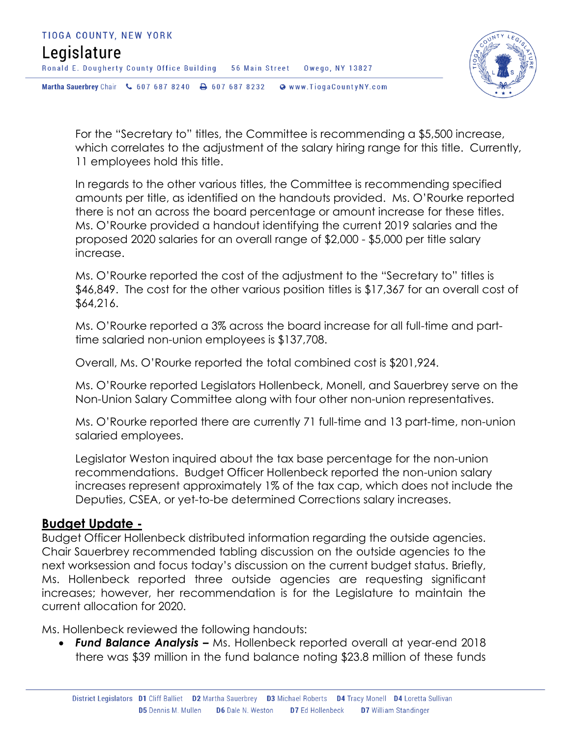For the "Secretary to" titles, the Committee is recommending a $5,500 increase, which correlates to the adjustment of the salary hiring range for this title. Currently, 11 employees hold this title.

In regards to the other various titles, the Committee is recommending specified amounts per title, as identified on the handouts provided. Ms. O'Rourke reported there is not an across the board percentage or amount increase for these titles. Ms. O'Rourke provided a handout identifying the current 2019 salaries and the proposed 2020 salaries for an overall range of $2,000 - $5,000 per title salary increase.

Ms. O'Rourke reported the cost of the adjustment to the "Secretary to" titles is $46,849. The cost for the other various position titles is $17,367 for an overall cost of $64,216.

Ms. O'Rourke reported a 3% across the board increase for all full-time and part-time salaried non-union employees is $137,708.

Overall, Ms. O'Rourke reported the total combined cost is $201,924.

Ms. O'Rourke reported Legislators Hollenbeck, Monell, and Sauerbrey serve on the Non-Union Salary Committee along with four other non-union representatives.

Ms. O'Rourke reported there are currently 71 full-time and 13 part-time, non-union salaried employees.

Legislator Weston inquired about the tax base percentage for the non-union recommendations. Budget Officer Hollenbeck reported the non-union salary increases represent approximately 1% of the tax cap, which does not include the Deputies, CSEA, or yet-to-be determined Corrections salary increases.

**Budget Update -**

Budget Officer Hollenbeck distributed information regarding the outside agencies. Chair Sauerbrey recommended tabling discussion on the outside agencies to the next worksession and focus today's discussion on the current budget status. Briefly, Ms. Hollenbeck reported three outside agencies are requesting significant increases; however, her recommendation is for the Legislature to maintain the current allocation for 2020.

Ms. Hollenbeck reviewed the following handouts:

- ***Fund Balance Analysis –*** Ms. Hollenbeck reported overall at year-end 2018 there was $39 million in the fund balance noting $23.8 million of these funds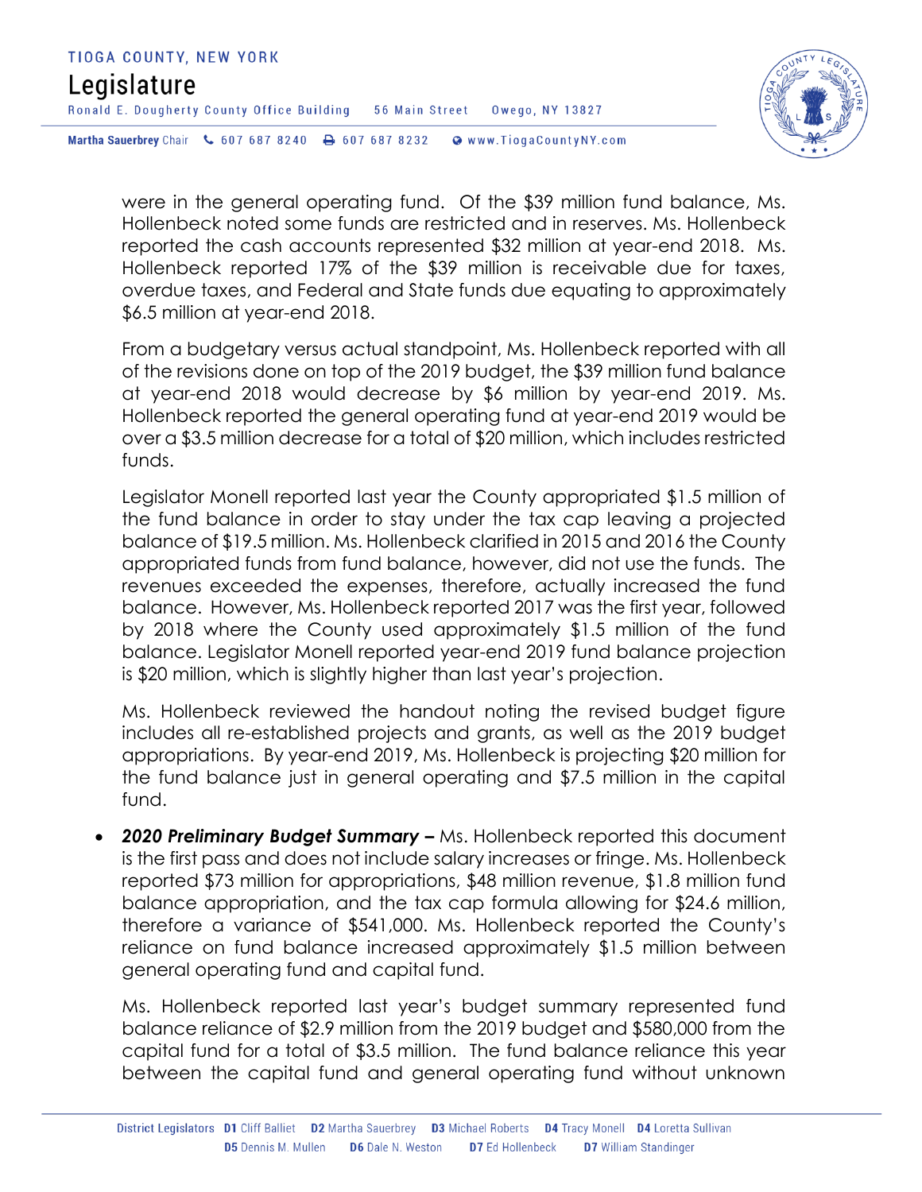were in the general operating fund. Of the $39 million fund balance, Ms. Hollenbeck noted some funds are restricted and in reserves. Ms. Hollenbeck reported the cash accounts represented $32 million at year-end 2018. Ms. Hollenbeck reported 17% of the $39 million is receivable due for taxes, overdue taxes, and Federal and State funds due equating to approximately $6.5 million at year-end 2018.

From a budgetary versus actual standpoint, Ms. Hollenbeck reported with all of the revisions done on top of the 2019 budget, the $39 million fund balance at year-end 2018 would decrease by $6 million by year-end 2019. Ms. Hollenbeck reported the general operating fund at year-end 2019 would be over a $3.5 million decrease for a total of $20 million, which includes restricted funds.

Legislator Monell reported last year the County appropriated $1.5 million of the fund balance in order to stay under the tax cap leaving a projected balance of $19.5 million. Ms. Hollenbeck clarified in 2015 and 2016 the County appropriated funds from fund balance, however, did not use the funds. The revenues exceeded the expenses, therefore, actually increased the fund balance. However, Ms. Hollenbeck reported 2017 was the first year, followed by 2018 where the County used approximately $1.5 million of the fund balance. Legislator Monell reported year-end 2019 fund balance projection is $20 million, which is slightly higher than last year's projection.

Ms. Hollenbeck reviewed the handout noting the revised budget figure includes all re-established projects and grants, as well as the 2019 budget appropriations. By year-end 2019, Ms. Hollenbeck is projecting $20 million for the fund balance just in general operating and $7.5 million in the capital fund.

- ***2020 Preliminary Budget Summary –*** Ms. Hollenbeck reported this document is the first pass and does not include salary increases or fringe. Ms. Hollenbeck reported $73 million for appropriations, $48 million revenue, $1.8 million fund balance appropriation, and the tax cap formula allowing for $24.6 million, therefore a variance of $541,000. Ms. Hollenbeck reported the County's reliance on fund balance increased approximately $1.5 million between general operating fund and capital fund.

  Ms. Hollenbeck reported last year's budget summary represented fund balance reliance of $2.9 million from the 2019 budget and $580,000 from the capital fund for a total of $3.5 million. The fund balance reliance this year between the capital fund and general operating fund without unknown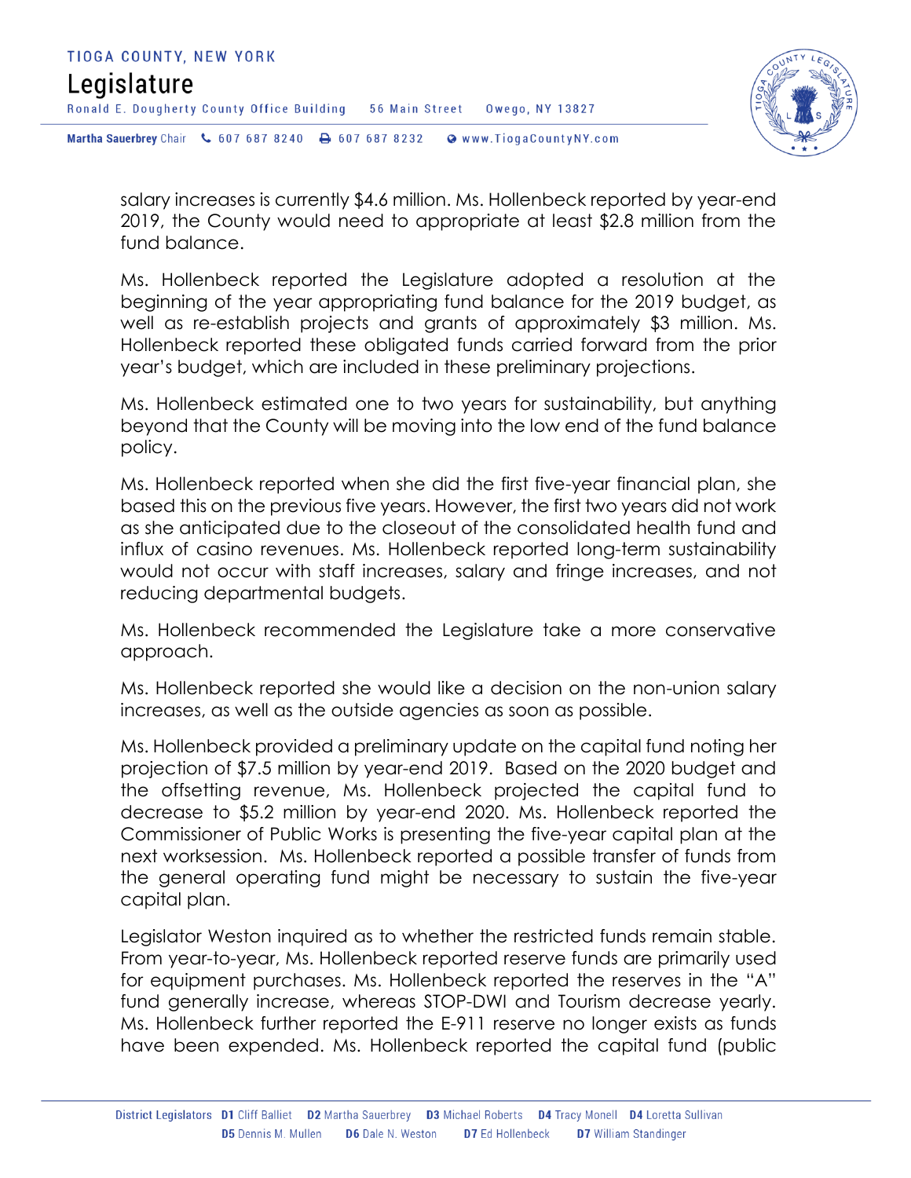salary increases is currently $4.6 million. Ms. Hollenbeck reported by year-end 2019, the County would need to appropriate at least $2.8 million from the fund balance.

Ms. Hollenbeck reported the Legislature adopted a resolution at the beginning of the year appropriating fund balance for the 2019 budget, as well as re-establish projects and grants of approximately $3 million. Ms. Hollenbeck reported these obligated funds carried forward from the prior year's budget, which are included in these preliminary projections.

Ms. Hollenbeck estimated one to two years for sustainability, but anything beyond that the County will be moving into the low end of the fund balance policy.

Ms. Hollenbeck reported when she did the first five-year financial plan, she based this on the previous five years. However, the first two years did not work as she anticipated due to the closeout of the consolidated health fund and influx of casino revenues. Ms. Hollenbeck reported long-term sustainability would not occur with staff increases, salary and fringe increases, and not reducing departmental budgets.

Ms. Hollenbeck recommended the Legislature take a more conservative approach.

Ms. Hollenbeck reported she would like a decision on the non-union salary increases, as well as the outside agencies as soon as possible.

Ms. Hollenbeck provided a preliminary update on the capital fund noting her projection of $7.5 million by year-end 2019. Based on the 2020 budget and the offsetting revenue, Ms. Hollenbeck projected the capital fund to decrease to $5.2 million by year-end 2020. Ms. Hollenbeck reported the Commissioner of Public Works is presenting the five-year capital plan at the next worksession. Ms. Hollenbeck reported a possible transfer of funds from the general operating fund might be necessary to sustain the five-year capital plan.

Legislator Weston inquired as to whether the restricted funds remain stable. From year-to-year, Ms. Hollenbeck reported reserve funds are primarily used for equipment purchases. Ms. Hollenbeck reported the reserves in the "A" fund generally increase, whereas STOP-DWI and Tourism decrease yearly. Ms. Hollenbeck further reported the E-911 reserve no longer exists as funds have been expended. Ms. Hollenbeck reported the capital fund (public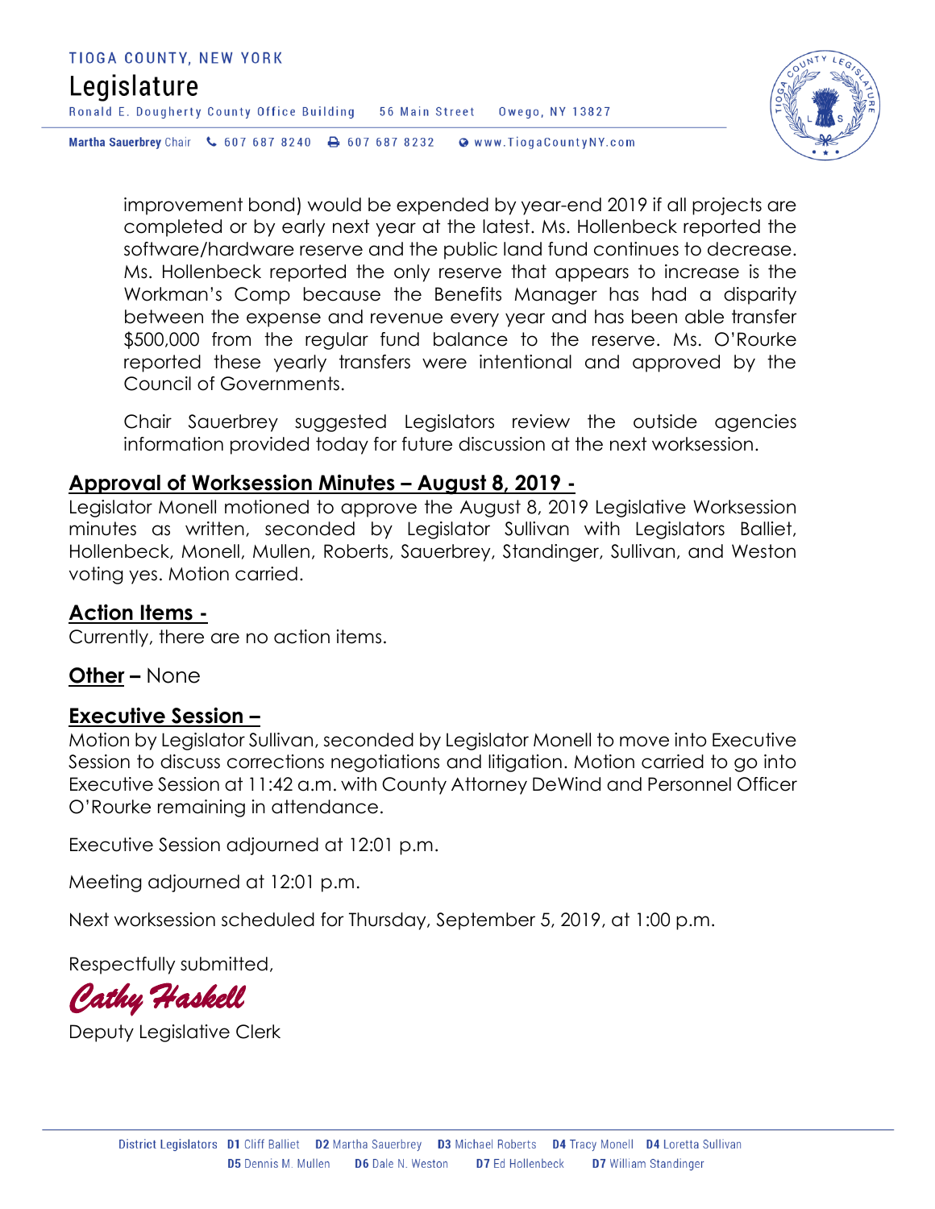improvement bond) would be expended by year-end 2019 if all projects are completed or by early next year at the latest. Ms. Hollenbeck reported the software/hardware reserve and the public land fund continues to decrease. Ms. Hollenbeck reported the only reserve that appears to increase is the Workman's Comp because the Benefits Manager has had a disparity between the expense and revenue every year and has been able transfer $500,000 from the regular fund balance to the reserve. Ms. O'Rourke reported these yearly transfers were intentional and approved by the Council of Governments.

Chair Sauerbrey suggested Legislators review the outside agencies information provided today for future discussion at the next worksession.

## Approval of Worksession Minutes – August 8, 2019 -

Legislator Monell motioned to approve the August 8, 2019 Legislative Worksession minutes as written, seconded by Legislator Sullivan with Legislators Balliet, Hollenbeck, Monell, Mullen, Roberts, Sauerbrey, Standinger, Sullivan, and Weston voting yes. Motion carried.

## Action Items -

Currently, there are no action items.

## Other – None

## Executive Session –

Motion by Legislator Sullivan, seconded by Legislator Monell to move into Executive Session to discuss corrections negotiations and litigation. Motion carried to go into Executive Session at 11:42 a.m. with County Attorney DeWind and Personnel Officer O'Rourke remaining in attendance.

Executive Session adjourned at 12:01 p.m.

Meeting adjourned at 12:01 p.m.

Next worksession scheduled for Thursday, September 5, 2019, at 1:00 p.m.

Respectfully submitted,

*Cathy Haskell*

Deputy Legislative Clerk